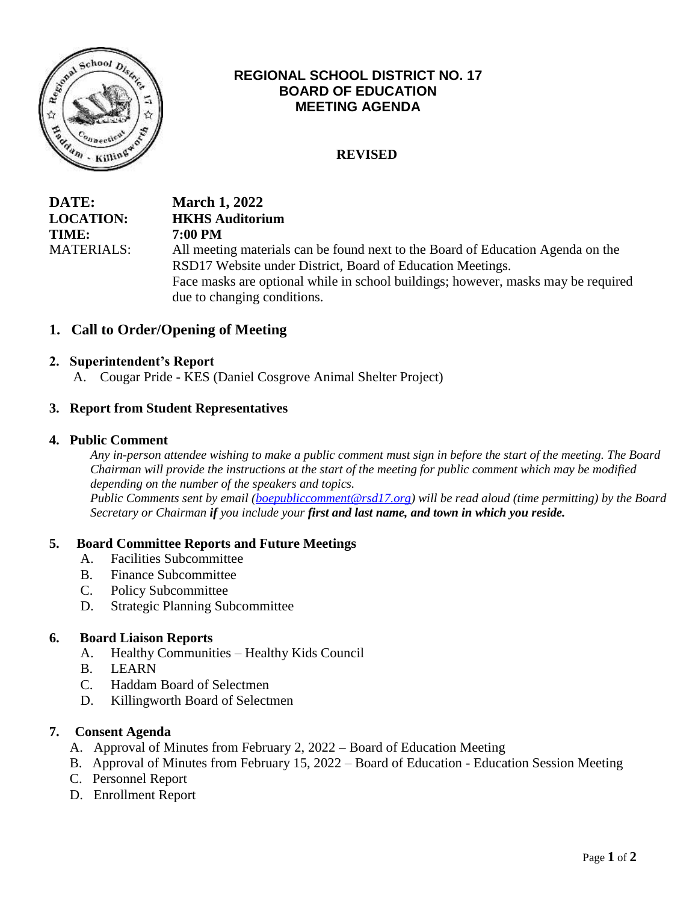# REGIONAL SCHOOL DISTRICT NO. 17
## BOARD OF EDUCATION
## MEETING AGENDA

**REVISED**

**DATE:** **March 1, 2022**
**LOCATION:** **HKHS Auditorium**
**TIME:** **7:00 PM**
MATERIALS: All meeting materials can be found next to the Board of Education Agenda on the RSD17 Website under District, Board of Education Meetings.
Face masks are optional while in school buildings; however, masks may be required due to changing conditions.

## 1. Call to Order/Opening of Meeting

### 2. Superintendent's Report

A. Cougar Pride - KES (Daniel Cosgrove Animal Shelter Project)

### 3. Report from Student Representatives

### 4. Public Comment

*Any in-person attendee wishing to make a public comment must sign in before the start of the meeting. The Board Chairman will provide the instructions at the start of the meeting for public comment which may be modified depending on the number of the speakers and topics.*

*Public Comments sent by email (boepubliccomment@rsd17.org) will be read aloud (time permitting) by the Board Secretary or Chairman* ***if*** *you include your* ***first and last name, and town in which you reside.***

### 5. Board Committee Reports and Future Meetings

A. Facilities Subcommittee
B. Finance Subcommittee
C. Policy Subcommittee
D. Strategic Planning Subcommittee

### 6. Board Liaison Reports

A. Healthy Communities – Healthy Kids Council
B. LEARN
C. Haddam Board of Selectmen
D. Killingworth Board of Selectmen

### 7. Consent Agenda

A. Approval of Minutes from February 2, 2022 – Board of Education Meeting
B. Approval of Minutes from February 15, 2022 – Board of Education - Education Session Meeting
C. Personnel Report
D. Enrollment Report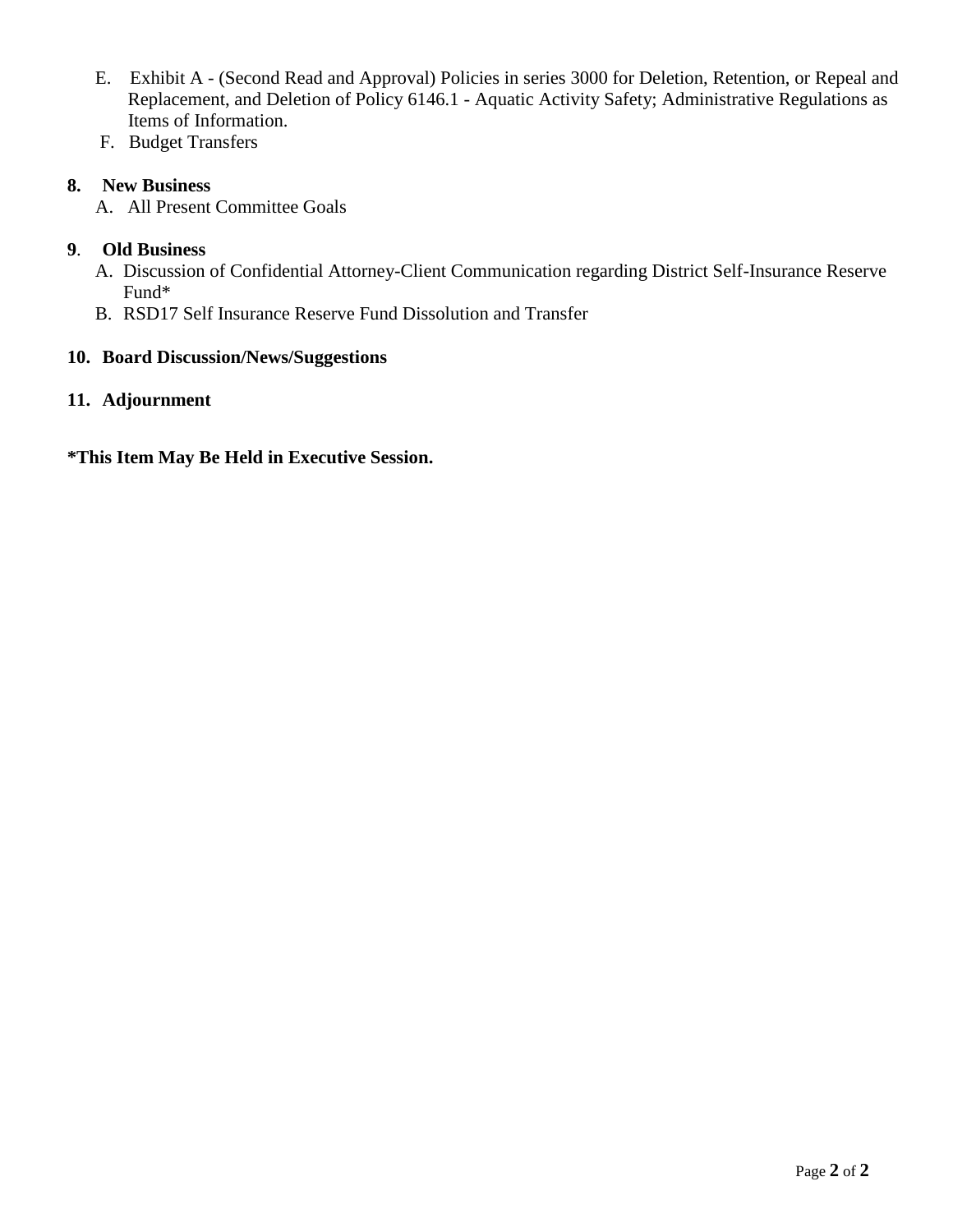E. Exhibit A - (Second Read and Approval) Policies in series 3000 for Deletion, Retention, or Repeal and Replacement, and Deletion of Policy 6146.1 - Aquatic Activity Safety; Administrative Regulations as Items of Information.

F. Budget Transfers

**8. New Business**

A. All Present Committee Goals

**9. Old Business**

A. Discussion of Confidential Attorney-Client Communication regarding District Self-Insurance Reserve Fund*

B. RSD17 Self Insurance Reserve Fund Dissolution and Transfer

**10. Board Discussion/News/Suggestions**

**11. Adjournment**

***This Item May Be Held in Executive Session.**